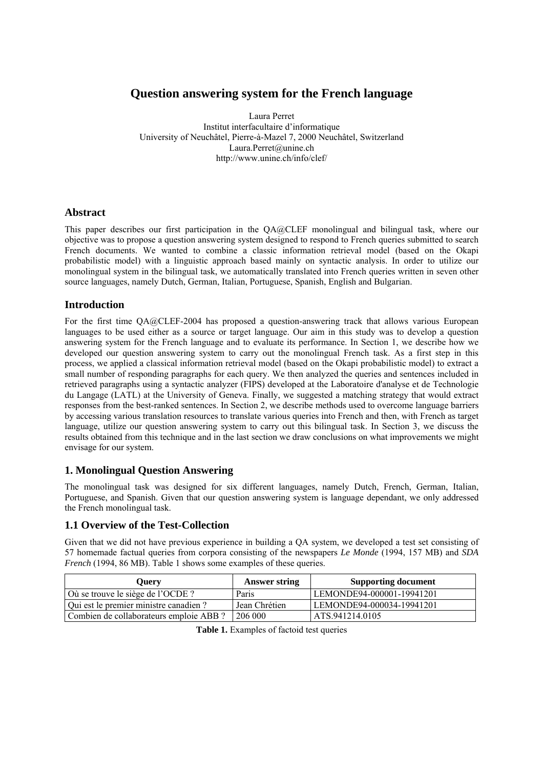# Question answering system for the French language

Laura Perret
Institut interfacultaire d'informatique
University of Neuchâtel, Pierre-à-Mazel 7, 2000 Neuchâtel, Switzerland
Laura.Perret@unine.ch
http://www.unine.ch/info/clef/

## Abstract

This paper describes our first participation in the QA@CLEF monolingual and bilingual task, where our objective was to propose a question answering system designed to respond to French queries submitted to search French documents. We wanted to combine a classic information retrieval model (based on the Okapi probabilistic model) with a linguistic approach based mainly on syntactic analysis. In order to utilize our monolingual system in the bilingual task, we automatically translated into French queries written in seven other source languages, namely Dutch, German, Italian, Portuguese, Spanish, English and Bulgarian.

## Introduction

For the first time QA@CLEF-2004 has proposed a question-answering track that allows various European languages to be used either as a source or target language. Our aim in this study was to develop a question answering system for the French language and to evaluate its performance. In Section 1, we describe how we developed our question answering system to carry out the monolingual French task. As a first step in this process, we applied a classical information retrieval model (based on the Okapi probabilistic model) to extract a small number of responding paragraphs for each query. We then analyzed the queries and sentences included in retrieved paragraphs using a syntactic analyzer (FIPS) developed at the Laboratoire d'analyse et de Technologie du Langage (LATL) at the University of Geneva. Finally, we suggested a matching strategy that would extract responses from the best-ranked sentences. In Section 2, we describe methods used to overcome language barriers by accessing various translation resources to translate various queries into French and then, with French as target language, utilize our question answering system to carry out this bilingual task. In Section 3, we discuss the results obtained from this technique and in the last section we draw conclusions on what improvements we might envisage for our system.

## 1. Monolingual Question Answering

The monolingual task was designed for six different languages, namely Dutch, French, German, Italian, Portuguese, and Spanish. Given that our question answering system is language dependant, we only addressed the French monolingual task.

### 1.1 Overview of the Test-Collection

Given that we did not have previous experience in building a QA system, we developed a test set consisting of 57 homemade factual queries from corpora consisting of the newspapers *Le Monde* (1994, 157 MB) and *SDA French* (1994, 86 MB). Table 1 shows some examples of these queries.

| Query | Answer string | Supporting document |
|---|---|---|
| Où se trouve le siège de l'OCDE ? | Paris | LEMONDE94-000001-19941201 |
| Qui est le premier ministre canadien ? | Jean Chrétien | LEMONDE94-000034-19941201 |
| Combien de collaborateurs emploie ABB ? | 206 000 | ATS.941214.0105 |

**Table 1.** Examples of factoid test queries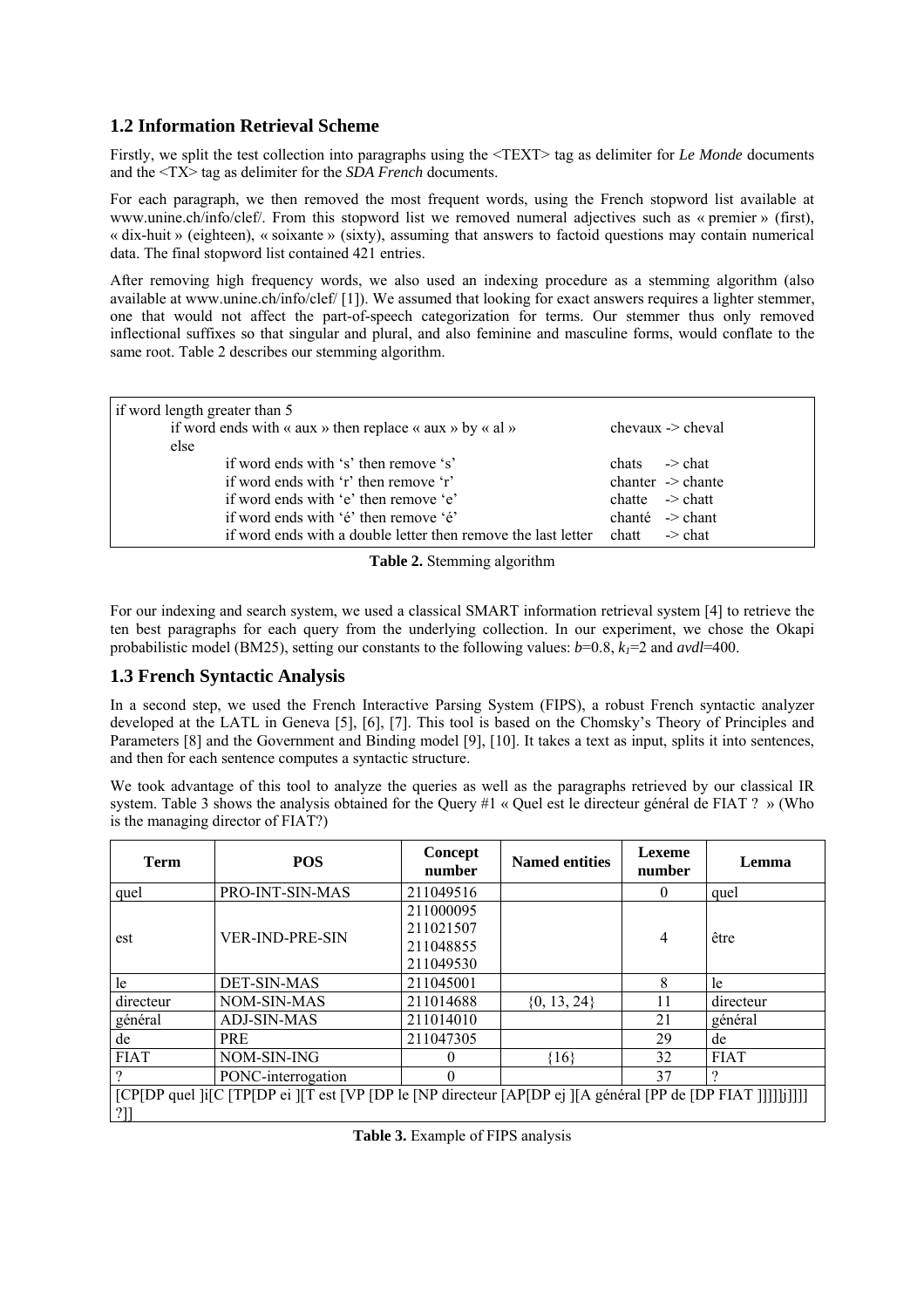## 1.2 Information Retrieval Scheme

Firstly, we split the test collection into paragraphs using the <TEXT> tag as delimiter for *Le Monde* documents and the <TX> tag as delimiter for the *SDA French* documents.

For each paragraph, we then removed the most frequent words, using the French stopword list available at www.unine.ch/info/clef/. From this stopword list we removed numeral adjectives such as « premier » (first), « dix-huit » (eighteen), « soixante » (sixty), assuming that answers to factoid questions may contain numerical data. The final stopword list contained 421 entries.

After removing high frequency words, we also used an indexing procedure as a stemming algorithm (also available at www.unine.ch/info/clef/ [1]). We assumed that looking for exact answers requires a lighter stemmer, one that would not affect the part-of-speech categorization for terms. Our stemmer thus only removed inflectional suffixes so that singular and plural, and also feminine and masculine forms, would conflate to the same root. Table 2 describes our stemming algorithm.

```
if word length greater than 5
        if word ends with « aux » then replace « aux » by « al »          chevaux -> cheval
    else
            if word ends with 's' then remove 's'                          chats   -> chat
            if word ends with 'r' then remove 'r'                          chanter -> chante
            if word ends with 'e' then remove 'e'                          chatte  -> chatt
            if word ends with 'é' then remove 'é'                          chanté  -> chant
            if word ends with a double letter then remove the last letter  chatt   -> chat
```

**Table 2.** Stemming algorithm

For our indexing and search system, we used a classical SMART information retrieval system [4] to retrieve the ten best paragraphs for each query from the underlying collection. In our experiment, we chose the Okapi probabilistic model (BM25), setting our constants to the following values: $b$=0.8, $k_1$=2 and *avdl*=400.

## 1.3 French Syntactic Analysis

In a second step, we used the French Interactive Parsing System (FIPS), a robust French syntactic analyzer developed at the LATL in Geneva [5], [6], [7]. This tool is based on the Chomsky's Theory of Principles and Parameters [8] and the Government and Binding model [9], [10]. It takes a text as input, splits it into sentences, and then for each sentence computes a syntactic structure.

We took advantage of this tool to analyze the queries as well as the paragraphs retrieved by our classical IR system. Table 3 shows the analysis obtained for the Query #1 « Quel est le directeur général de FIAT ? » (Who is the managing director of FIAT?)

| Term | POS | Concept number | Named entities | Lexeme number | Lemma |
|---|---|---|---|---|---|
| quel | PRO-INT-SIN-MAS | 211049516 | | 0 | quel |
| est | VER-IND-PRE-SIN | 211000095<br>211021507<br>211048855<br>211049530 | | 4 | être |
| le | DET-SIN-MAS | 211045001 | | 8 | le |
| directeur | NOM-SIN-MAS | 211014688 | {0, 13, 24} | 11 | directeur |
| général | ADJ-SIN-MAS | 211014010 | | 21 | général |
| de | PRE | 211047305 | | 29 | de |
| FIAT | NOM-SIN-ING | 0 | {16} | 32 | FIAT |
| ? | PONC-interrogation | 0 | | 37 | ? |
| [CP[DP quel ]i[C [TP[DP ei ][T est [VP [DP le [NP directeur [AP[DP ej ][A général [PP de [DP FIAT ]]]]]j]]]] ?]] | | | | | |

**Table 3.** Example of FIPS analysis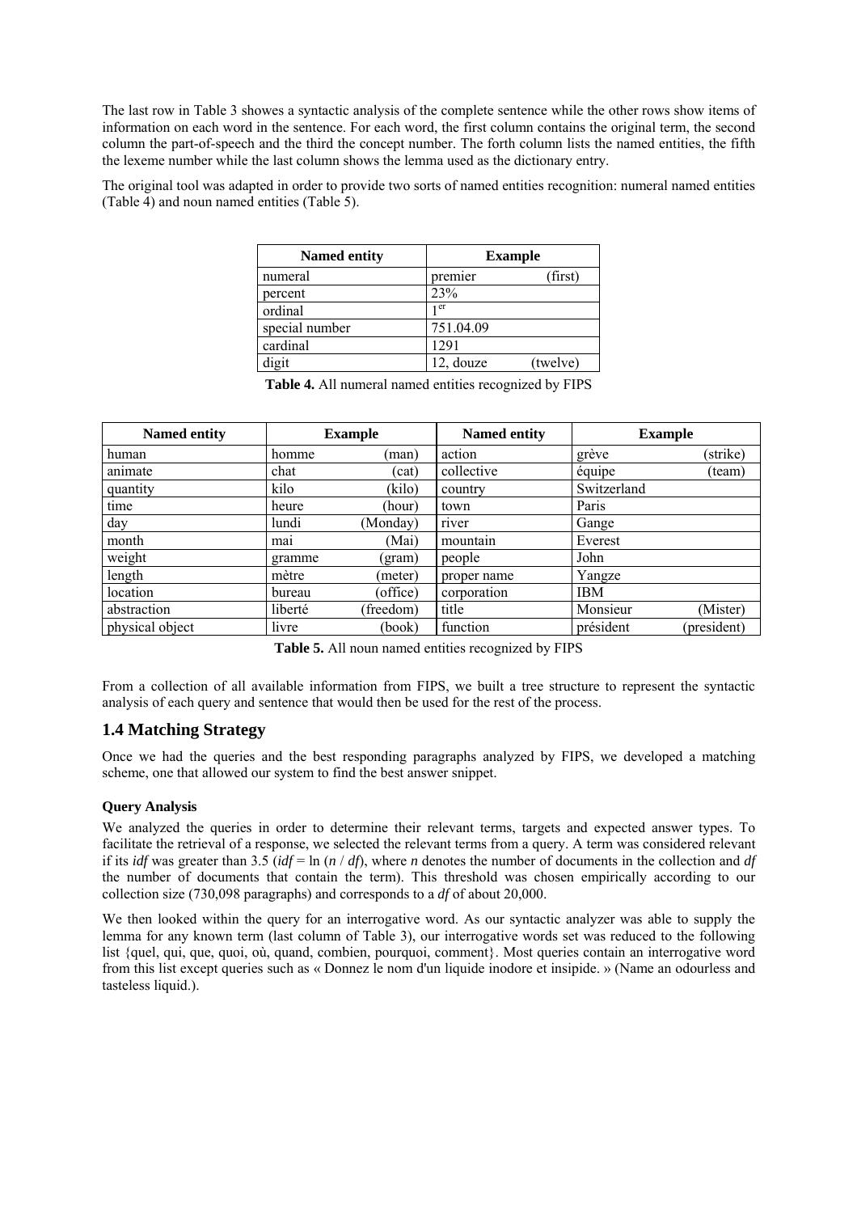The last row in Table 3 showes a syntactic analysis of the complete sentence while the other rows show items of information on each word in the sentence. For each word, the first column contains the original term, the second column the part-of-speech and the third the concept number. The forth column lists the named entities, the fifth the lexeme number while the last column shows the lemma used as the dictionary entry.

The original tool was adapted in order to provide two sorts of named entities recognition: numeral named entities (Table 4) and noun named entities (Table 5).

| Named entity | Example | |
|---|---|---|
| numeral | premier | (first) |
| percent | 23% | |
| ordinal | 1[er] | |
| special number | 751.04.09 | |
| cardinal | 1291 | |
| digit | 12, douze | (twelve) |

**Table 4.** All numeral named entities recognized by FIPS

| Named entity | Example | | Named entity | Example | |
|---|---|---|---|---|---|
| human | homme | (man) | action | grève | (strike) |
| animate | chat | (cat) | collective | équipe | (team) |
| quantity | kilo | (kilo) | country | Switzerland | |
| time | heure | (hour) | town | Paris | |
| day | lundi | (Monday) | river | Gange | |
| month | mai | (Mai) | mountain | Everest | |
| weight | gramme | (gram) | people | John | |
| length | mètre | (meter) | proper name | Yangze | |
| location | bureau | (office) | corporation | IBM | |
| abstraction | liberté | (freedom) | title | Monsieur | (Mister) |
| physical object | livre | (book) | function | président | (president) |

**Table 5.** All noun named entities recognized by FIPS

From a collection of all available information from FIPS, we built a tree structure to represent the syntactic analysis of each query and sentence that would then be used for the rest of the process.

## 1.4 Matching Strategy

Once we had the queries and the best responding paragraphs analyzed by FIPS, we developed a matching scheme, one that allowed our system to find the best answer snippet.

#### Query Analysis

We analyzed the queries in order to determine their relevant terms, targets and expected answer types. To facilitate the retrieval of a response, we selected the relevant terms from a query. A term was considered relevant if its *idf* was greater than 3.5 ($idf = \ln(n / df)$, where $n$ denotes the number of documents in the collection and $df$ the number of documents that contain the term). This threshold was chosen empirically according to our collection size (730,098 paragraphs) and corresponds to a $df$ of about 20,000.

We then looked within the query for an interrogative word. As our syntactic analyzer was able to supply the lemma for any known term (last column of Table 3), our interrogative words set was reduced to the following list {quel, qui, que, quoi, où, quand, combien, pourquoi, comment}. Most queries contain an interrogative word from this list except queries such as « Donnez le nom d'un liquide inodore et insipide. » (Name an odourless and tasteless liquid.).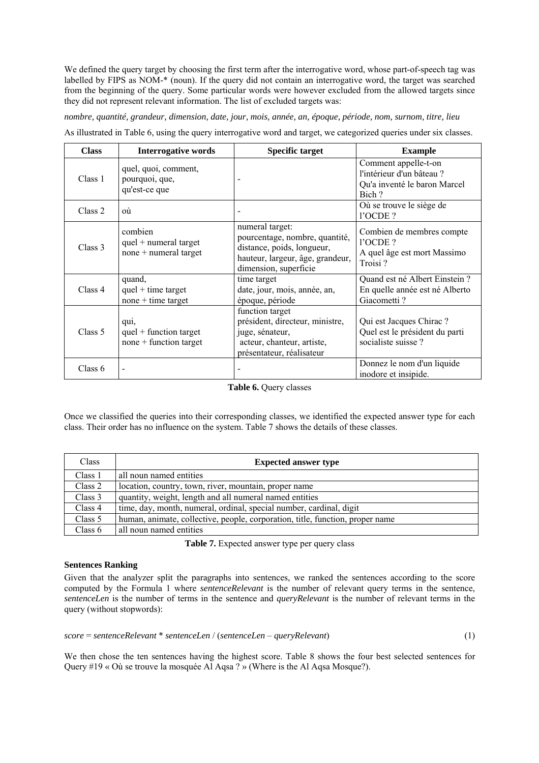We defined the query target by choosing the first term after the interrogative word, whose part-of-speech tag was labelled by FIPS as NOM-* (noun). If the query did not contain an interrogative word, the target was searched from the beginning of the query. Some particular words were however excluded from the allowed targets since they did not represent relevant information. The list of excluded targets was:

*nombre, quantité, grandeur, dimension, date, jour, mois, année, an, époque, période, nom, surnom, titre, lieu*

As illustrated in Table 6, using the query interrogative word and target, we categorized queries under six classes.

| Class | Interrogative words | Specific target | Example |
|---|---|---|---|
| Class 1 | quel, quoi, comment, pourquoi, que, qu'est-ce que | - | Comment appelle-t-on l'intérieur d'un bâteau ? Qu'a inventé le baron Marcel Bich ? |
| Class 2 | où | - | Où se trouve le siège de l'OCDE ? |
| Class 3 | combien<br>quel + numeral target<br>none + numeral target | numeral target: pourcentage, nombre, quantité, distance, poids, longueur, hauteur, largeur, âge, grandeur, dimension, superficie | Combien de membres compte l'OCDE ?<br>A quel âge est mort Massimo Troisi ? |
| Class 4 | quand,<br>quel + time target<br>none + time target | time target<br>date, jour, mois, année, an, époque, période | Quand est né Albert Einstein ?<br>En quelle année est né Alberto Giacometti ? |
| Class 5 | qui,<br>quel + function target<br>none + function target | function target<br>président, directeur, ministre, juge, sénateur, acteur, chanteur, artiste, présentateur, réalisateur | Qui est Jacques Chirac ?<br>Quel est le président du parti socialiste suisse ? |
| Class 6 | - | - | Donnez le nom d'un liquide inodore et insipide. |

**Table 6.** Query classes

Once we classified the queries into their corresponding classes, we identified the expected answer type for each class. Their order has no influence on the system. Table 7 shows the details of these classes.

| Class | Expected answer type |
|---|---|
| Class 1 | all noun named entities |
| Class 2 | location, country, town, river, mountain, proper name |
| Class 3 | quantity, weight, length and all numeral named entities |
| Class 4 | time, day, month, numeral, ordinal, special number, cardinal, digit |
| Class 5 | human, animate, collective, people, corporation, title, function, proper name |
| Class 6 | all noun named entities |

**Table 7.** Expected answer type per query class

**Sentences Ranking**

Given that the analyzer split the paragraphs into sentences, we ranked the sentences according to the score computed by the Formula 1 where *sentenceRelevant* is the number of relevant query terms in the sentence, *sentenceLen* is the number of terms in the sentence and *queryRelevant* is the number of relevant terms in the query (without stopwords):

$$score = sentenceRelevant * sentenceLen / (sentenceLen - queryRelevant) \quad (1)$$

We then chose the ten sentences having the highest score. Table 8 shows the four best selected sentences for Query #19 « Où se trouve la mosquée Al Aqsa ? » (Where is the Al Aqsa Mosque?).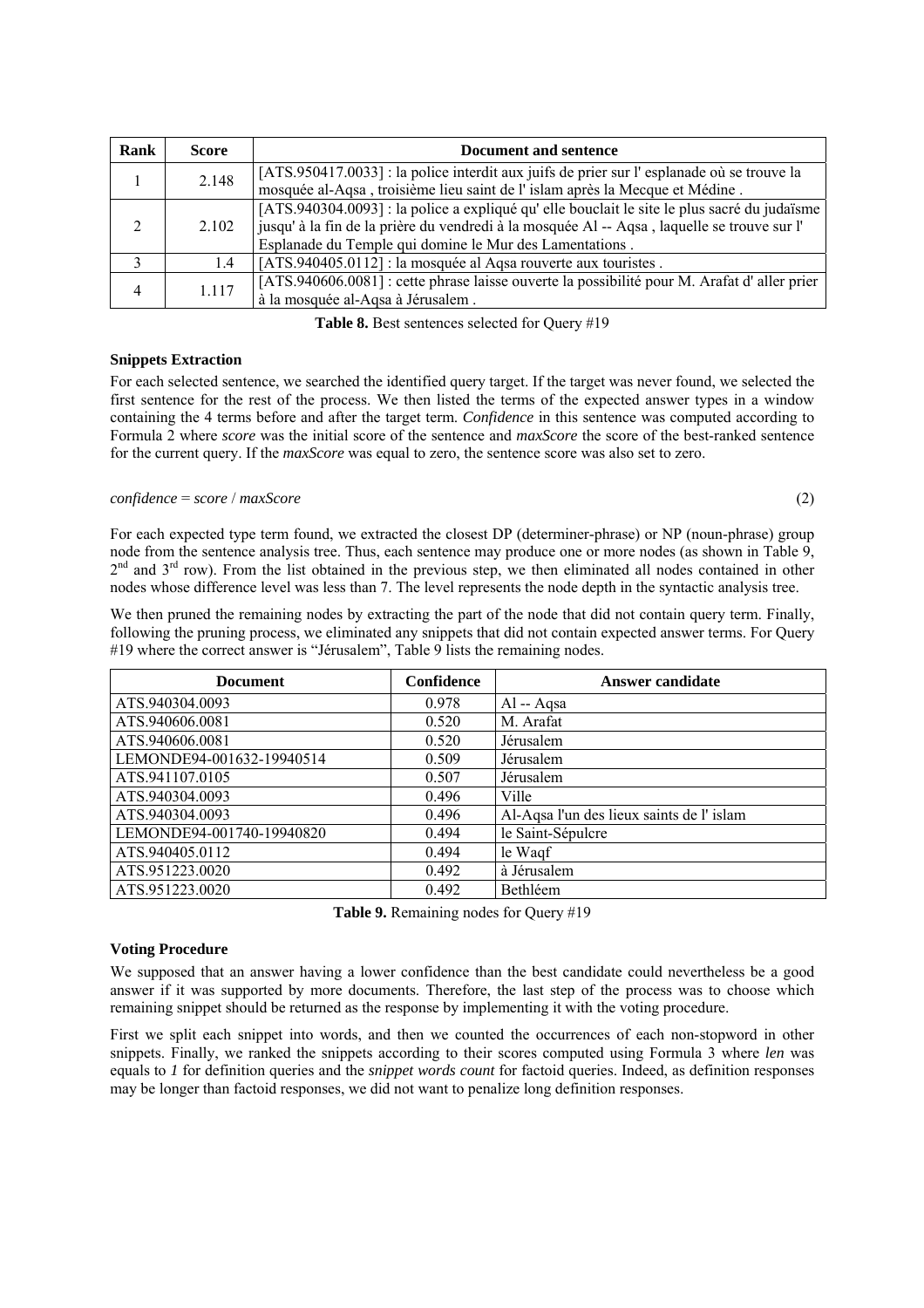| Rank | Score | Document and sentence |
|---|---|---|
| 1 | 2.148 | [ATS.950417.0033] : la police interdit aux juifs de prier sur l' esplanade où se trouve la mosquée al-Aqsa , troisième lieu saint de l' islam après la Mecque et Médine . |
| 2 | 2.102 | [ATS.940304.0093] : la police a expliqué qu' elle bouclait le site le plus sacré du judaïsme jusqu' à la fin de la prière du vendredi à la mosquée Al -- Aqsa , laquelle se trouve sur l' Esplanade du Temple qui domine le Mur des Lamentations . |
| 3 | 1.4 | [ATS.940405.0112] : la mosquée al Aqsa rouverte aux touristes . |
| 4 | 1.117 | [ATS.940606.0081] : cette phrase laisse ouverte la possibilité pour M. Arafat d' aller prier à la mosquée al-Aqsa à Jérusalem . |

**Table 8.** Best sentences selected for Query #19

**Snippets Extraction**

For each selected sentence, we searched the identified query target. If the target was never found, we selected the first sentence for the rest of the process. We then listed the terms of the expected answer types in a window containing the 4 terms before and after the target term. *Confidence* in this sentence was computed according to Formula 2 where *score* was the initial score of the sentence and *maxScore* the score of the best-ranked sentence for the current query. If the *maxScore* was equal to zero, the sentence score was also set to zero.

$$confidence = score \,/\, maxScore \quad (2)$$

For each expected type term found, we extracted the closest DP (determiner-phrase) or NP (noun-phrase) group node from the sentence analysis tree. Thus, each sentence may produce one or more nodes (as shown in Table 9, 2nd and 3rd row). From the list obtained in the previous step, we then eliminated all nodes contained in other nodes whose difference level was less than 7. The level represents the node depth in the syntactic analysis tree.

We then pruned the remaining nodes by extracting the part of the node that did not contain query term. Finally, following the pruning process, we eliminated any snippets that did not contain expected answer terms. For Query #19 where the correct answer is “Jérusalem”, Table 9 lists the remaining nodes.

| Document | Confidence | Answer candidate |
|---|---|---|
| ATS.940304.0093 | 0.978 | Al -- Aqsa |
| ATS.940606.0081 | 0.520 | M. Arafat |
| ATS.940606.0081 | 0.520 | Jérusalem |
| LEMONDE94-001632-19940514 | 0.509 | Jérusalem |
| ATS.941107.0105 | 0.507 | Jérusalem |
| ATS.940304.0093 | 0.496 | Ville |
| ATS.940304.0093 | 0.496 | Al-Aqsa l'un des lieux saints de l' islam |
| LEMONDE94-001740-19940820 | 0.494 | le Saint-Sépulcre |
| ATS.940405.0112 | 0.494 | le Waqf |
| ATS.951223.0020 | 0.492 | à Jérusalem |
| ATS.951223.0020 | 0.492 | Bethléem |

**Table 9.** Remaining nodes for Query #19

**Voting Procedure**

We supposed that an answer having a lower confidence than the best candidate could nevertheless be a good answer if it was supported by more documents. Therefore, the last step of the process was to choose which remaining snippet should be returned as the response by implementing it with the voting procedure.

First we split each snippet into words, and then we counted the occurrences of each non-stopword in other snippets. Finally, we ranked the snippets according to their scores computed using Formula 3 where *len* was equals to *1* for definition queries and the *snippet words count* for factoid queries. Indeed, as definition responses may be longer than factoid responses, we did not want to penalize long definition responses.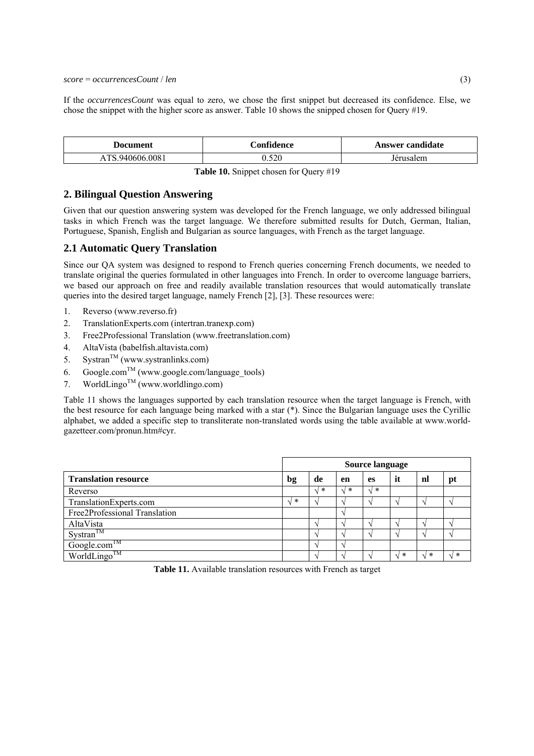*score* = *occurrencesCount* / *len* (3)

If the *occurrencesCount* was equal to zero, we chose the first snippet but decreased its confidence. Else, we chose the snippet with the higher score as answer. Table 10 shows the snipped chosen for Query #19.

| Document | Confidence | Answer candidate |
|---|---|---|
| ATS.940606.0081 | 0.520 | Jérusalem |

**Table 10.** Snippet chosen for Query #19

## 2. Bilingual Question Answering

Given that our question answering system was developed for the French language, we only addressed bilingual tasks in which French was the target language. We therefore submitted results for Dutch, German, Italian, Portuguese, Spanish, English and Bulgarian as source languages, with French as the target language.

## 2.1 Automatic Query Translation

Since our QA system was designed to respond to French queries concerning French documents, we needed to translate original the queries formulated in other languages into French. In order to overcome language barriers, we based our approach on free and readily available translation resources that would automatically translate queries into the desired target language, namely French [2], [3]. These resources were:

1. Reverso (www.reverso.fr)
2. TranslationExperts.com (intertran.tranexp.com)
3. Free2Professional Translation (www.freetranslation.com)
4. AltaVista (babelfish.altavista.com)
5. Systran™ (www.systranlinks.com)
6. Google.com™ (www.google.com/language_tools)
7. WorldLingo™ (www.worldlingo.com)

Table 11 shows the languages supported by each translation resource when the target language is French, with the best resource for each language being marked with a star (*). Since the Bulgarian language uses the Cyrillic alphabet, we added a specific step to transliterate non-translated words using the table available at www.world-gazetteer.com/pronun.htm#cyr.

| | Source language | | | | | | |
|---|---|---|---|---|---|---|---|
| **Translation resource** | **bg** | **de** | **en** | **es** | **it** | **nl** | **pt** |
| Reverso | | √ * | √ * | √ * | | | |
| TranslationExperts.com | √ * | √ | √ | √ | √ | √ | √ |
| Free2Professional Translation | | | √ | | | | |
| AltaVista | | √ | √ | √ | √ | √ | √ |
| Systran™ | | √ | √ | √ | √ | √ | √ |
| Google.com™ | | √ | √ | | | | |
| WorldLingo™ | | √ | √ | √ | √ * | √ * | √ * |

**Table 11.** Available translation resources with French as target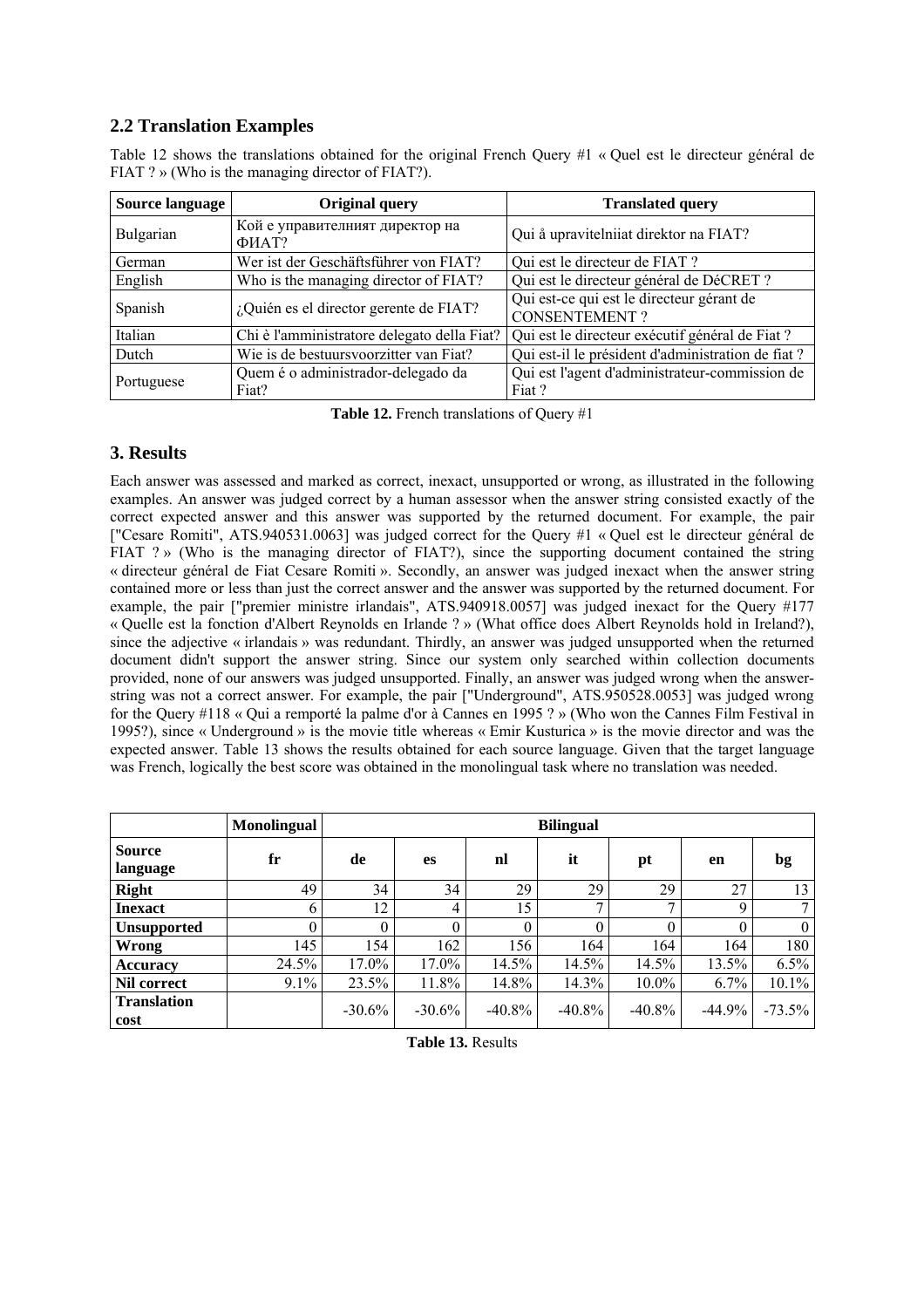## 2.2 Translation Examples

Table 12 shows the translations obtained for the original French Query #1 « Quel est le directeur général de FIAT ? » (Who is the managing director of FIAT?).

| Source language | Original query | Translated query |
|---|---|---|
| Bulgarian | Кой е управителният директор на ФИАТ? | Qui å upravitelniiat direktor na FIAT? |
| German | Wer ist der Geschäftsführer von FIAT? | Qui est le directeur de FIAT ? |
| English | Who is the managing director of FIAT? | Qui est le directeur général de DéCRET ? |
| Spanish | ¿Quién es el director gerente de FIAT? | Qui est-ce qui est le directeur gérant de CONSENTEMENT ? |
| Italian | Chi è l'amministratore delegato della Fiat? | Qui est le directeur exécutif général de Fiat ? |
| Dutch | Wie is de bestuursvoorzitter van Fiat? | Qui est-il le président d'administration de fiat ? |
| Portuguese | Quem é o administrador-delegado da Fiat? | Qui est l'agent d'administrateur-commission de Fiat ? |

**Table 12.** French translations of Query #1

## 3. Results

Each answer was assessed and marked as correct, inexact, unsupported or wrong, as illustrated in the following examples. An answer was judged correct by a human assessor when the answer string consisted exactly of the correct expected answer and this answer was supported by the returned document. For example, the pair ["Cesare Romiti", ATS.940531.0063] was judged correct for the Query #1 « Quel est le directeur général de FIAT ? » (Who is the managing director of FIAT?), since the supporting document contained the string « directeur général de Fiat Cesare Romiti ». Secondly, an answer was judged inexact when the answer string contained more or less than just the correct answer and the answer was supported by the returned document. For example, the pair ["premier ministre irlandais", ATS.940918.0057] was judged inexact for the Query #177 « Quelle est la fonction d'Albert Reynolds en Irlande ? » (What office does Albert Reynolds hold in Ireland?), since the adjective « irlandais » was redundant. Thirdly, an answer was judged unsupported when the returned document didn't support the answer string. Since our system only searched within collection documents provided, none of our answers was judged unsupported. Finally, an answer was judged wrong when the answer-string was not a correct answer. For example, the pair ["Underground", ATS.950528.0053] was judged wrong for the Query #118 « Qui a remporté la palme d'or à Cannes en 1995 ? » (Who won the Cannes Film Festival in 1995?), since « Underground » is the movie title whereas « Emir Kusturica » is the movie director and was the expected answer. Table 13 shows the results obtained for each source language. Given that the target language was French, logically the best score was obtained in the monolingual task where no translation was needed.

| | Monolingual | Bilingual | | | | | | |
|---|---|---|---|---|---|---|---|---|
| **Source language** | **fr** | **de** | **es** | **nl** | **it** | **pt** | **en** | **bg** |
| **Right** | 49 | 34 | 34 | 29 | 29 | 29 | 27 | 13 |
| **Inexact** | 6 | 12 | 4 | 15 | 7 | 7 | 9 | 7 |
| **Unsupported** | 0 | 0 | 0 | 0 | 0 | 0 | 0 | 0 |
| **Wrong** | 145 | 154 | 162 | 156 | 164 | 164 | 164 | 180 |
| **Accuracy** | 24.5% | 17.0% | 17.0% | 14.5% | 14.5% | 14.5% | 13.5% | 6.5% |
| **Nil correct** | 9.1% | 23.5% | 11.8% | 14.8% | 14.3% | 10.0% | 6.7% | 10.1% |
| **Translation cost** | | -30.6% | -30.6% | -40.8% | -40.8% | -40.8% | -44.9% | -73.5% |

**Table 13.** Results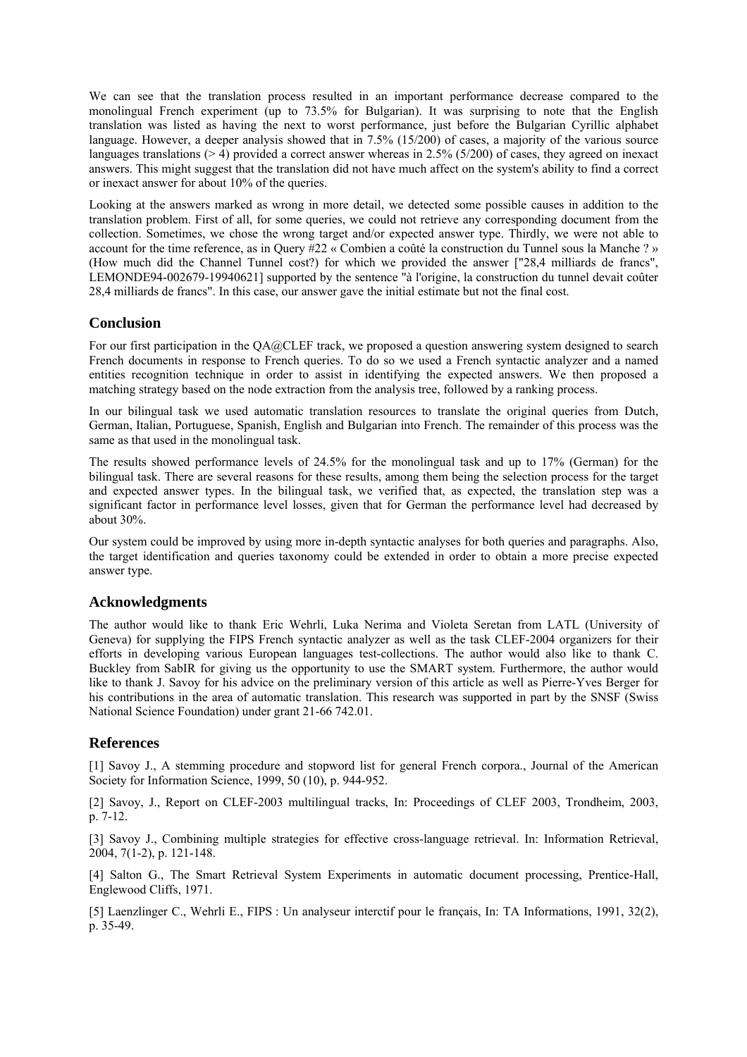We can see that the translation process resulted in an important performance decrease compared to the monolingual French experiment (up to 73.5% for Bulgarian). It was surprising to note that the English translation was listed as having the next to worst performance, just before the Bulgarian Cyrillic alphabet language. However, a deeper analysis showed that in 7.5% (15/200) of cases, a majority of the various source languages translations (> 4) provided a correct answer whereas in 2.5% (5/200) of cases, they agreed on inexact answers. This might suggest that the translation did not have much affect on the system's ability to find a correct or inexact answer for about 10% of the queries.

Looking at the answers marked as wrong in more detail, we detected some possible causes in addition to the translation problem. First of all, for some queries, we could not retrieve any corresponding document from the collection. Sometimes, we chose the wrong target and/or expected answer type. Thirdly, we were not able to account for the time reference, as in Query #22 « Combien a coûté la construction du Tunnel sous la Manche ? » (How much did the Channel Tunnel cost?) for which we provided the answer ["28,4 milliards de francs", LEMONDE94-002679-19940621] supported by the sentence "à l'origine, la construction du tunnel devait coûter 28,4 milliards de francs". In this case, our answer gave the initial estimate but not the final cost.

## Conclusion

For our first participation in the QA@CLEF track, we proposed a question answering system designed to search French documents in response to French queries. To do so we used a French syntactic analyzer and a named entities recognition technique in order to assist in identifying the expected answers. We then proposed a matching strategy based on the node extraction from the analysis tree, followed by a ranking process.

In our bilingual task we used automatic translation resources to translate the original queries from Dutch, German, Italian, Portuguese, Spanish, English and Bulgarian into French. The remainder of this process was the same as that used in the monolingual task.

The results showed performance levels of 24.5% for the monolingual task and up to 17% (German) for the bilingual task. There are several reasons for these results, among them being the selection process for the target and expected answer types. In the bilingual task, we verified that, as expected, the translation step was a significant factor in performance level losses, given that for German the performance level had decreased by about 30%.

Our system could be improved by using more in-depth syntactic analyses for both queries and paragraphs. Also, the target identification and queries taxonomy could be extended in order to obtain a more precise expected answer type.

## Acknowledgments

The author would like to thank Eric Wehrli, Luka Nerima and Violeta Seretan from LATL (University of Geneva) for supplying the FIPS French syntactic analyzer as well as the task CLEF-2004 organizers for their efforts in developing various European languages test-collections. The author would also like to thank C. Buckley from SabIR for giving us the opportunity to use the SMART system. Furthermore, the author would like to thank J. Savoy for his advice on the preliminary version of this article as well as Pierre-Yves Berger for his contributions in the area of automatic translation. This research was supported in part by the SNSF (Swiss National Science Foundation) under grant 21-66 742.01.

## References

[1] Savoy J., A stemming procedure and stopword list for general French corpora., Journal of the American Society for Information Science, 1999, 50 (10), p. 944-952.

[2] Savoy, J., Report on CLEF-2003 multilingual tracks, In: Proceedings of CLEF 2003, Trondheim, 2003, p. 7-12.

[3] Savoy J., Combining multiple strategies for effective cross-language retrieval. In: Information Retrieval, 2004, 7(1-2), p. 121-148.

[4] Salton G., The Smart Retrieval System Experiments in automatic document processing, Prentice-Hall, Englewood Cliffs, 1971.

[5] Laenzlinger C., Wehrli E., FIPS : Un analyseur interctif pour le français, In: TA Informations, 1991, 32(2), p. 35-49.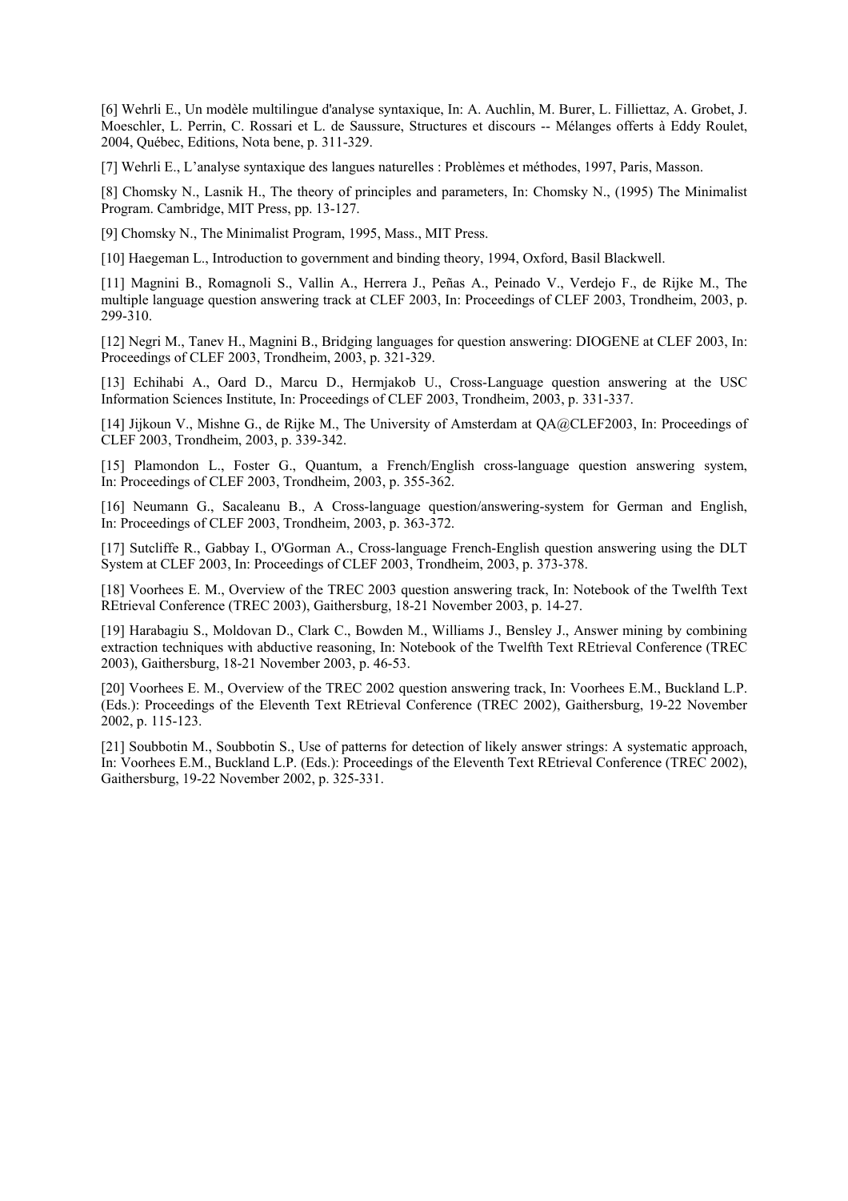[6] Wehrli E., Un modèle multilingue d'analyse syntaxique, In: A. Auchlin, M. Burer, L. Filliettaz, A. Grobet, J. Moeschler, L. Perrin, C. Rossari et L. de Saussure, Structures et discours -- Mélanges offerts à Eddy Roulet, 2004, Québec, Editions, Nota bene, p. 311-329.

[7] Wehrli E., L'analyse syntaxique des langues naturelles : Problèmes et méthodes, 1997, Paris, Masson.

[8] Chomsky N., Lasnik H., The theory of principles and parameters, In: Chomsky N., (1995) The Minimalist Program. Cambridge, MIT Press, pp. 13-127.

[9] Chomsky N., The Minimalist Program, 1995, Mass., MIT Press.

[10] Haegeman L., Introduction to government and binding theory, 1994, Oxford, Basil Blackwell.

[11] Magnini B., Romagnoli S., Vallin A., Herrera J., Peñas A., Peinado V., Verdejo F., de Rijke M., The multiple language question answering track at CLEF 2003, In: Proceedings of CLEF 2003, Trondheim, 2003, p. 299-310.

[12] Negri M., Tanev H., Magnini B., Bridging languages for question answering: DIOGENE at CLEF 2003, In: Proceedings of CLEF 2003, Trondheim, 2003, p. 321-329.

[13] Echihabi A., Oard D., Marcu D., Hermjakob U., Cross-Language question answering at the USC Information Sciences Institute, In: Proceedings of CLEF 2003, Trondheim, 2003, p. 331-337.

[14] Jijkoun V., Mishne G., de Rijke M., The University of Amsterdam at QA@CLEF2003, In: Proceedings of CLEF 2003, Trondheim, 2003, p. 339-342.

[15] Plamondon L., Foster G., Quantum, a French/English cross-language question answering system, In: Proceedings of CLEF 2003, Trondheim, 2003, p. 355-362.

[16] Neumann G., Sacaleanu B., A Cross-language question/answering-system for German and English, In: Proceedings of CLEF 2003, Trondheim, 2003, p. 363-372.

[17] Sutcliffe R., Gabbay I., O'Gorman A., Cross-language French-English question answering using the DLT System at CLEF 2003, In: Proceedings of CLEF 2003, Trondheim, 2003, p. 373-378.

[18] Voorhees E. M., Overview of the TREC 2003 question answering track, In: Notebook of the Twelfth Text REtrieval Conference (TREC 2003), Gaithersburg, 18-21 November 2003, p. 14-27.

[19] Harabagiu S., Moldovan D., Clark C., Bowden M., Williams J., Bensley J., Answer mining by combining extraction techniques with abductive reasoning, In: Notebook of the Twelfth Text REtrieval Conference (TREC 2003), Gaithersburg, 18-21 November 2003, p. 46-53.

[20] Voorhees E. M., Overview of the TREC 2002 question answering track, In: Voorhees E.M., Buckland L.P. (Eds.): Proceedings of the Eleventh Text REtrieval Conference (TREC 2002), Gaithersburg, 19-22 November 2002, p. 115-123.

[21] Soubbotin M., Soubbotin S., Use of patterns for detection of likely answer strings: A systematic approach, In: Voorhees E.M., Buckland L.P. (Eds.): Proceedings of the Eleventh Text REtrieval Conference (TREC 2002), Gaithersburg, 19-22 November 2002, p. 325-331.